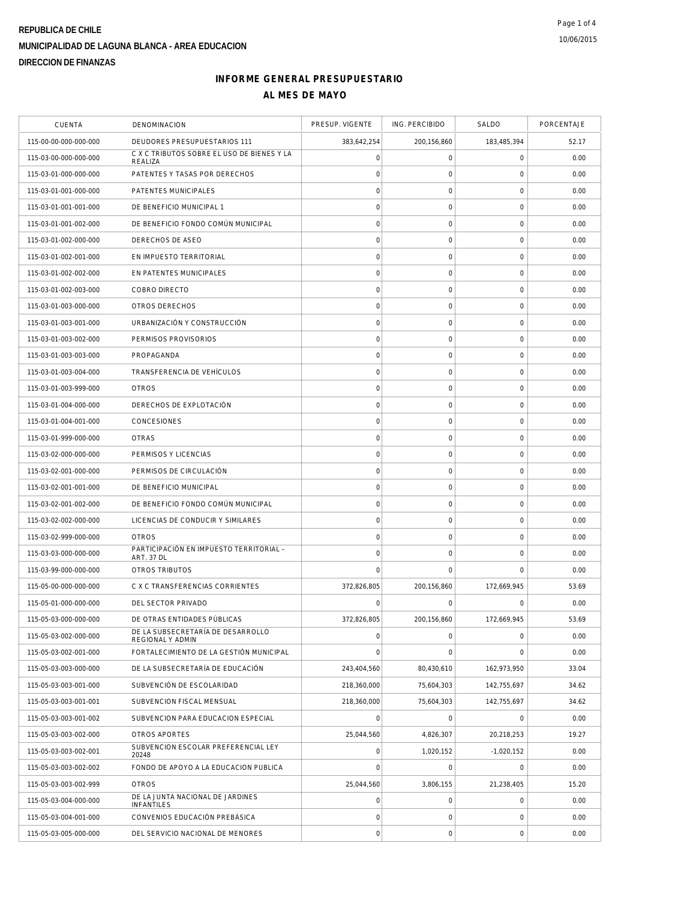REPUBLICA DE CHILE

MUNICIPALIDAD DE LAGUNA BLANCA - AREA EDUCACION

DIRECCION DE FINANZAS

10/06/2015

## INFORME GENERAL PRESUPUESTARIO

## AL MES DE MAYO

| CUENTA | DENOMINACION | PRESUP. VIGENTE | ING. PERCIBIDO | SALDO | PORCENTAJE |
|---|---|---|---|---|---|
| 115-00-00-000-000-000 | DEUDORES PRESUPUESTARIOS 111 | 383,642,254 | 200,156,860 | 183,485,394 | 52.17 |
| 115-03-00-000-000-000 | C X C TRIBUTOS SOBRE EL USO DE BIENES Y LA REALIZA | 0 | 0 | 0 | 0.00 |
| 115-03-01-000-000-000 | PATENTES Y TASAS POR DERECHOS | 0 | 0 | 0 | 0.00 |
| 115-03-01-001-000-000 | PATENTES MUNICIPALES | 0 | 0 | 0 | 0.00 |
| 115-03-01-001-001-000 | DE BENEFICIO MUNICIPAL 1 | 0 | 0 | 0 | 0.00 |
| 115-03-01-001-002-000 | DE BENEFICIO FONDO COMÚN MUNICIPAL | 0 | 0 | 0 | 0.00 |
| 115-03-01-002-000-000 | DERECHOS DE ASEO | 0 | 0 | 0 | 0.00 |
| 115-03-01-002-001-000 | EN IMPUESTO TERRITORIAL | 0 | 0 | 0 | 0.00 |
| 115-03-01-002-002-000 | EN PATENTES MUNICIPALES | 0 | 0 | 0 | 0.00 |
| 115-03-01-002-003-000 | COBRO DIRECTO | 0 | 0 | 0 | 0.00 |
| 115-03-01-003-000-000 | OTROS DERECHOS | 0 | 0 | 0 | 0.00 |
| 115-03-01-003-001-000 | URBANIZACIÓN Y CONSTRUCCIÓN | 0 | 0 | 0 | 0.00 |
| 115-03-01-003-002-000 | PERMISOS PROVISORIOS | 0 | 0 | 0 | 0.00 |
| 115-03-01-003-003-000 | PROPAGANDA | 0 | 0 | 0 | 0.00 |
| 115-03-01-003-004-000 | TRANSFERENCIA DE VEHÍCULOS | 0 | 0 | 0 | 0.00 |
| 115-03-01-003-999-000 | OTROS | 0 | 0 | 0 | 0.00 |
| 115-03-01-004-000-000 | DERECHOS DE EXPLOTACIÓN | 0 | 0 | 0 | 0.00 |
| 115-03-01-004-001-000 | CONCESIONES | 0 | 0 | 0 | 0.00 |
| 115-03-01-999-000-000 | OTRAS | 0 | 0 | 0 | 0.00 |
| 115-03-02-000-000-000 | PERMISOS Y LICENCIAS | 0 | 0 | 0 | 0.00 |
| 115-03-02-001-000-000 | PERMISOS DE CIRCULACIÓN | 0 | 0 | 0 | 0.00 |
| 115-03-02-001-001-000 | DE BENEFICIO MUNICIPAL | 0 | 0 | 0 | 0.00 |
| 115-03-02-001-002-000 | DE BENEFICIO FONDO COMÚN MUNICIPAL | 0 | 0 | 0 | 0.00 |
| 115-03-02-002-000-000 | LICENCIAS DE CONDUCIR Y SIMILARES | 0 | 0 | 0 | 0.00 |
| 115-03-02-999-000-000 | OTROS | 0 | 0 | 0 | 0.00 |
| 115-03-03-000-000-000 | PARTICIPACIÓN EN IMPUESTO TERRITORIAL – ART. 37 DL | 0 | 0 | 0 | 0.00 |
| 115-03-99-000-000-000 | OTROS TRIBUTOS | 0 | 0 | 0 | 0.00 |
| 115-05-00-000-000-000 | C X C TRANSFERENCIAS CORRIENTES | 372,826,805 | 200,156,860 | 172,669,945 | 53.69 |
| 115-05-01-000-000-000 | DEL SECTOR PRIVADO | 0 | 0 | 0 | 0.00 |
| 115-05-03-000-000-000 | DE OTRAS ENTIDADES PÚBLICAS | 372,826,805 | 200,156,860 | 172,669,945 | 53.69 |
| 115-05-03-002-000-000 | DE LA SUBSECRETARÍA DE DESARROLLO REGIONAL Y ADMIN | 0 | 0 | 0 | 0.00 |
| 115-05-03-002-001-000 | FORTALECIMIENTO DE LA GESTIÓN MUNICIPAL | 0 | 0 | 0 | 0.00 |
| 115-05-03-003-000-000 | DE LA SUBSECRETARÍA DE EDUCACIÓN | 243,404,560 | 80,430,610 | 162,973,950 | 33.04 |
| 115-05-03-003-001-000 | SUBVENCIÓN DE ESCOLARIDAD | 218,360,000 | 75,604,303 | 142,755,697 | 34.62 |
| 115-05-03-003-001-001 | SUBVENCION FISCAL MENSUAL | 218,360,000 | 75,604,303 | 142,755,697 | 34.62 |
| 115-05-03-003-001-002 | SUBVENCION PARA EDUCACION ESPECIAL | 0 | 0 | 0 | 0.00 |
| 115-05-03-003-002-000 | OTROS APORTES | 25,044,560 | 4,826,307 | 20,218,253 | 19.27 |
| 115-05-03-003-002-001 | SUBVENCION ESCOLAR PREFERENCIAL LEY 20248 | 0 | 1,020,152 | -1,020,152 | 0.00 |
| 115-05-03-003-002-002 | FONDO DE APOYO A LA EDUCACION PUBLICA | 0 | 0 | 0 | 0.00 |
| 115-05-03-003-002-999 | OTROS | 25,044,560 | 3,806,155 | 21,238,405 | 15.20 |
| 115-05-03-004-000-000 | DE LA JUNTA NACIONAL DE JARDINES INFANTILES | 0 | 0 | 0 | 0.00 |
| 115-05-03-004-001-000 | CONVENIOS EDUCACIÓN PREBÁSICA | 0 | 0 | 0 | 0.00 |
| 115-05-03-005-000-000 | DEL SERVICIO NACIONAL DE MENORES | 0 | 0 | 0 | 0.00 |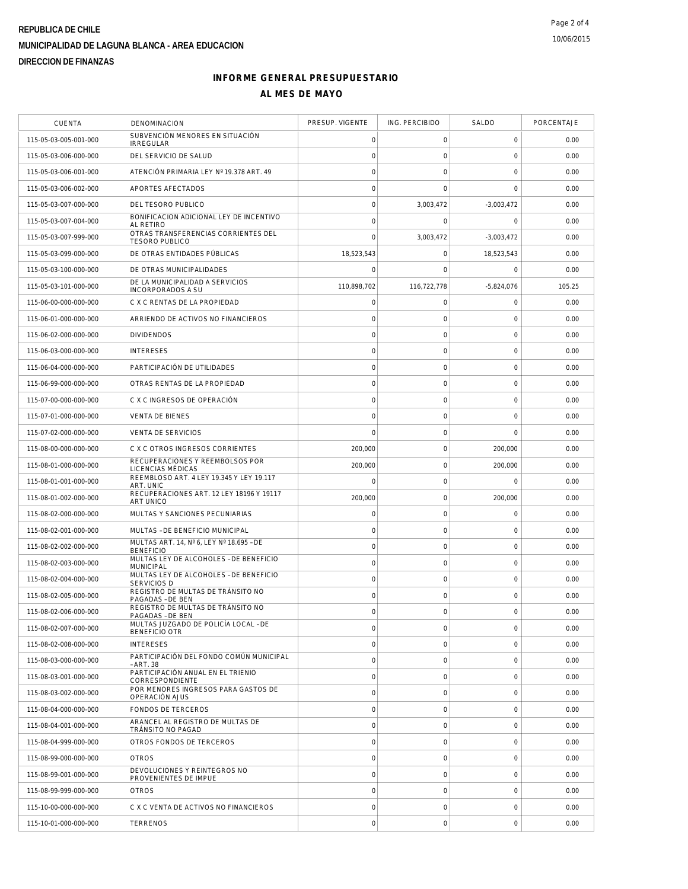REPUBLICA DE CHILE

MUNICIPALIDAD DE LAGUNA BLANCA - AREA EDUCACION

DIRECCION DE FINANZAS

# INFORME GENERAL PRESUPUESTARIO

## AL MES DE MAYO

| CUENTA | DENOMINACION | PRESUP. VIGENTE | ING. PERCIBIDO | SALDO | PORCENTAJE |
|---|---|---|---|---|---|
| 115-05-03-005-001-000 | SUBVENCIÓN MENORES EN SITUACIÓN IRREGULAR | 0 | 0 | 0 | 0.00 |
| 115-05-03-006-000-000 | DEL SERVICIO DE SALUD | 0 | 0 | 0 | 0.00 |
| 115-05-03-006-001-000 | ATENCIÓN PRIMARIA LEY Nº19.378 ART. 49 | 0 | 0 | 0 | 0.00 |
| 115-05-03-006-002-000 | APORTES AFECTADOS | 0 | 0 | 0 | 0.00 |
| 115-05-03-007-000-000 | DEL TESORO PUBLICO | 0 | 3,003,472 | -3,003,472 | 0.00 |
| 115-05-03-007-004-000 | BONIFICACION ADICIONAL LEY DE INCENTIVO AL RETIRO | 0 | 0 | 0 | 0.00 |
| 115-05-03-007-999-000 | OTRAS TRANSFERENCIAS CORRIENTES DEL TESORO PUBLICO | 0 | 3,003,472 | -3,003,472 | 0.00 |
| 115-05-03-099-000-000 | DE OTRAS ENTIDADES PÚBLICAS | 18,523,543 | 0 | 18,523,543 | 0.00 |
| 115-05-03-100-000-000 | DE OTRAS MUNICIPALIDADES | 0 | 0 | 0 | 0.00 |
| 115-05-03-101-000-000 | DE LA MUNICIPALIDAD A SERVICIOS INCORPORADOS A SU | 110,898,702 | 116,722,778 | -5,824,076 | 105.25 |
| 115-06-00-000-000-000 | C X C RENTAS DE LA PROPIEDAD | 0 | 0 | 0 | 0.00 |
| 115-06-01-000-000-000 | ARRIENDO DE ACTIVOS NO FINANCIEROS | 0 | 0 | 0 | 0.00 |
| 115-06-02-000-000-000 | DIVIDENDOS | 0 | 0 | 0 | 0.00 |
| 115-06-03-000-000-000 | INTERESES | 0 | 0 | 0 | 0.00 |
| 115-06-04-000-000-000 | PARTICIPACIÓN DE UTILIDADES | 0 | 0 | 0 | 0.00 |
| 115-06-99-000-000-000 | OTRAS RENTAS DE LA PROPIEDAD | 0 | 0 | 0 | 0.00 |
| 115-07-00-000-000-000 | C X C INGRESOS DE OPERACIÓN | 0 | 0 | 0 | 0.00 |
| 115-07-01-000-000-000 | VENTA DE BIENES | 0 | 0 | 0 | 0.00 |
| 115-07-02-000-000-000 | VENTA DE SERVICIOS | 0 | 0 | 0 | 0.00 |
| 115-08-00-000-000-000 | C X C OTROS INGRESOS CORRIENTES | 200,000 | 0 | 200,000 | 0.00 |
| 115-08-01-000-000-000 | RECUPERACIONES Y REEMBOLSOS POR LICENCIAS MÉDICAS | 200,000 | 0 | 200,000 | 0.00 |
| 115-08-01-001-000-000 | REEMBLOSO ART. 4 LEY 19.345 Y LEY 19.117 ART. UNIC | 0 | 0 | 0 | 0.00 |
| 115-08-01-002-000-000 | RECUPERACIONES ART. 12 LEY 18196 Y 19117 ART UNICO | 200,000 | 0 | 200,000 | 0.00 |
| 115-08-02-000-000-000 | MULTAS Y SANCIONES PECUNIARIAS | 0 | 0 | 0 | 0.00 |
| 115-08-02-001-000-000 | MULTAS –DE BENEFICIO MUNICIPAL | 0 | 0 | 0 | 0.00 |
| 115-08-02-002-000-000 | MULTAS ART. 14, Nº 6, LEY Nº 18.695 –DE BENEFICIO | 0 | 0 | 0 | 0.00 |
| 115-08-02-003-000-000 | MULTAS LEY DE ALCOHOLES –DE BENEFICIO MUNICIPAL | 0 | 0 | 0 | 0.00 |
| 115-08-02-004-000-000 | MULTAS LEY DE ALCOHOLES –DE BENEFICIO SERVICIOS D | 0 | 0 | 0 | 0.00 |
| 115-08-02-005-000-000 | REGISTRO DE MULTAS DE TRÁNSITO NO PAGADAS –DE BEN | 0 | 0 | 0 | 0.00 |
| 115-08-02-006-000-000 | REGISTRO DE MULTAS DE TRÁNSITO NO PAGADAS –DE BEN | 0 | 0 | 0 | 0.00 |
| 115-08-02-007-000-000 | MULTAS JUZGADO DE POLICÍA LOCAL –DE BENEFICIO OTR | 0 | 0 | 0 | 0.00 |
| 115-08-02-008-000-000 | INTERESES | 0 | 0 | 0 | 0.00 |
| 115-08-03-000-000-000 | PARTICIPACIÓN DEL FONDO COMÚN MUNICIPAL –ART. 38 | 0 | 0 | 0 | 0.00 |
| 115-08-03-001-000-000 | PARTICIPACIÓN ANUAL EN EL TRIENIO CORRESPONDIENTE | 0 | 0 | 0 | 0.00 |
| 115-08-03-002-000-000 | POR MENORES INGRESOS PARA GASTOS DE OPERACIÓN AJUS | 0 | 0 | 0 | 0.00 |
| 115-08-04-000-000-000 | FONDOS DE TERCEROS | 0 | 0 | 0 | 0.00 |
| 115-08-04-001-000-000 | ARANCEL AL REGISTRO DE MULTAS DE TRÁNSITO NO PAGAD | 0 | 0 | 0 | 0.00 |
| 115-08-04-999-000-000 | OTROS FONDOS DE TERCEROS | 0 | 0 | 0 | 0.00 |
| 115-08-99-000-000-000 | OTROS | 0 | 0 | 0 | 0.00 |
| 115-08-99-001-000-000 | DEVOLUCIONES Y REINTEGROS NO PROVENIENTES DE IMPUE | 0 | 0 | 0 | 0.00 |
| 115-08-99-999-000-000 | OTROS | 0 | 0 | 0 | 0.00 |
| 115-10-00-000-000-000 | C X C VENTA DE ACTIVOS NO FINANCIEROS | 0 | 0 | 0 | 0.00 |
| 115-10-01-000-000-000 | TERRENOS | 0 | 0 | 0 | 0.00 |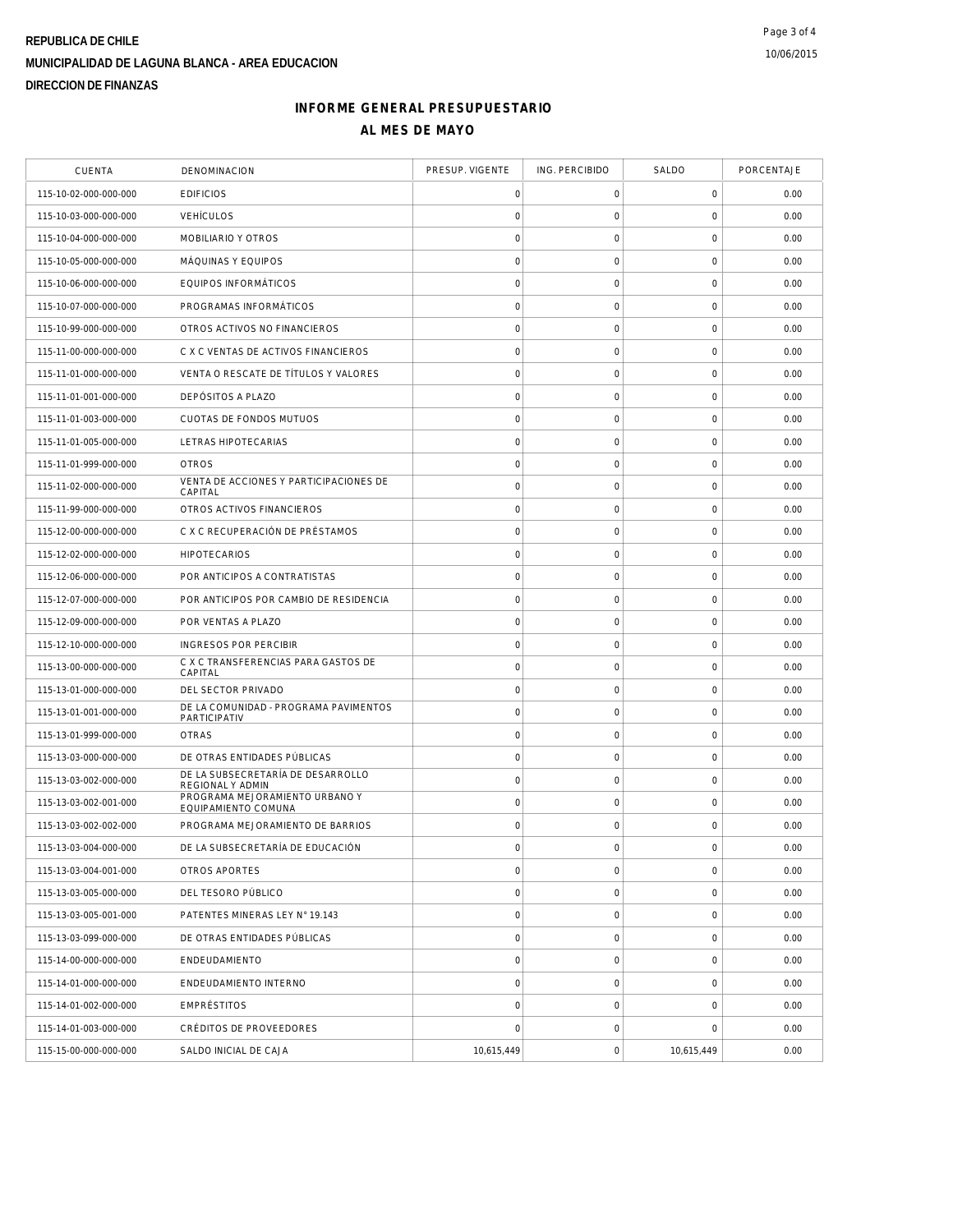**REPUBLICA DE CHILE**
**MUNICIPALIDAD DE LAGUNA BLANCA - AREA EDUCACION**
**DIRECCION DE FINANZAS**

## INFORME GENERAL PRESUPUESTARIO
## AL MES DE MAYO

| CUENTA | DENOMINACION | PRESUP. VIGENTE | ING. PERCIBIDO | SALDO | PORCENTAJE |
|---|---|---|---|---|---|
| 115-10-02-000-000-000 | EDIFICIOS | 0 | 0 | 0 | 0.00 |
| 115-10-03-000-000-000 | VEHÍCULOS | 0 | 0 | 0 | 0.00 |
| 115-10-04-000-000-000 | MOBILIARIO Y OTROS | 0 | 0 | 0 | 0.00 |
| 115-10-05-000-000-000 | MÁQUINAS Y EQUIPOS | 0 | 0 | 0 | 0.00 |
| 115-10-06-000-000-000 | EQUIPOS INFORMÁTICOS | 0 | 0 | 0 | 0.00 |
| 115-10-07-000-000-000 | PROGRAMAS INFORMÁTICOS | 0 | 0 | 0 | 0.00 |
| 115-10-99-000-000-000 | OTROS ACTIVOS NO FINANCIEROS | 0 | 0 | 0 | 0.00 |
| 115-11-00-000-000-000 | C X C VENTAS DE ACTIVOS FINANCIEROS | 0 | 0 | 0 | 0.00 |
| 115-11-01-000-000-000 | VENTA O RESCATE DE TÍTULOS Y VALORES | 0 | 0 | 0 | 0.00 |
| 115-11-01-001-000-000 | DEPÓSITOS A PLAZO | 0 | 0 | 0 | 0.00 |
| 115-11-01-003-000-000 | CUOTAS DE FONDOS MUTUOS | 0 | 0 | 0 | 0.00 |
| 115-11-01-005-000-000 | LETRAS HIPOTECARIAS | 0 | 0 | 0 | 0.00 |
| 115-11-01-999-000-000 | OTROS | 0 | 0 | 0 | 0.00 |
| 115-11-02-000-000-000 | VENTA DE ACCIONES Y PARTICIPACIONES DE CAPITAL | 0 | 0 | 0 | 0.00 |
| 115-11-99-000-000-000 | OTROS ACTIVOS FINANCIEROS | 0 | 0 | 0 | 0.00 |
| 115-12-00-000-000-000 | C X C RECUPERACIÓN DE PRÉSTAMOS | 0 | 0 | 0 | 0.00 |
| 115-12-02-000-000-000 | HIPOTECARIOS | 0 | 0 | 0 | 0.00 |
| 115-12-06-000-000-000 | POR ANTICIPOS A CONTRATISTAS | 0 | 0 | 0 | 0.00 |
| 115-12-07-000-000-000 | POR ANTICIPOS POR CAMBIO DE RESIDENCIA | 0 | 0 | 0 | 0.00 |
| 115-12-09-000-000-000 | POR VENTAS A PLAZO | 0 | 0 | 0 | 0.00 |
| 115-12-10-000-000-000 | INGRESOS POR PERCIBIR | 0 | 0 | 0 | 0.00 |
| 115-13-00-000-000-000 | C X C TRANSFERENCIAS PARA GASTOS DE CAPITAL | 0 | 0 | 0 | 0.00 |
| 115-13-01-000-000-000 | DEL SECTOR PRIVADO | 0 | 0 | 0 | 0.00 |
| 115-13-01-001-000-000 | DE LA COMUNIDAD - PROGRAMA PAVIMENTOS PARTICIPATIV | 0 | 0 | 0 | 0.00 |
| 115-13-01-999-000-000 | OTRAS | 0 | 0 | 0 | 0.00 |
| 115-13-03-000-000-000 | DE OTRAS ENTIDADES PÚBLICAS | 0 | 0 | 0 | 0.00 |
| 115-13-03-002-000-000 | DE LA SUBSECRETARÍA DE DESARROLLO REGIONAL Y ADMIN | 0 | 0 | 0 | 0.00 |
| 115-13-03-002-001-000 | PROGRAMA MEJORAMIENTO URBANO Y EQUIPAMIENTO COMUNA | 0 | 0 | 0 | 0.00 |
| 115-13-03-002-002-000 | PROGRAMA MEJORAMIENTO DE BARRIOS | 0 | 0 | 0 | 0.00 |
| 115-13-03-004-000-000 | DE LA SUBSECRETARÍA DE EDUCACIÓN | 0 | 0 | 0 | 0.00 |
| 115-13-03-004-001-000 | OTROS APORTES | 0 | 0 | 0 | 0.00 |
| 115-13-03-005-000-000 | DEL TESORO PÚBLICO | 0 | 0 | 0 | 0.00 |
| 115-13-03-005-001-000 | PATENTES MINERAS LEY N° 19.143 | 0 | 0 | 0 | 0.00 |
| 115-13-03-099-000-000 | DE OTRAS ENTIDADES PÚBLICAS | 0 | 0 | 0 | 0.00 |
| 115-14-00-000-000-000 | ENDEUDAMIENTO | 0 | 0 | 0 | 0.00 |
| 115-14-01-000-000-000 | ENDEUDAMIENTO INTERNO | 0 | 0 | 0 | 0.00 |
| 115-14-01-002-000-000 | EMPRÉSTITOS | 0 | 0 | 0 | 0.00 |
| 115-14-01-003-000-000 | CRÉDITOS DE PROVEEDORES | 0 | 0 | 0 | 0.00 |
| 115-15-00-000-000-000 | SALDO INICIAL DE CAJA | 10,615,449 | 0 | 10,615,449 | 0.00 |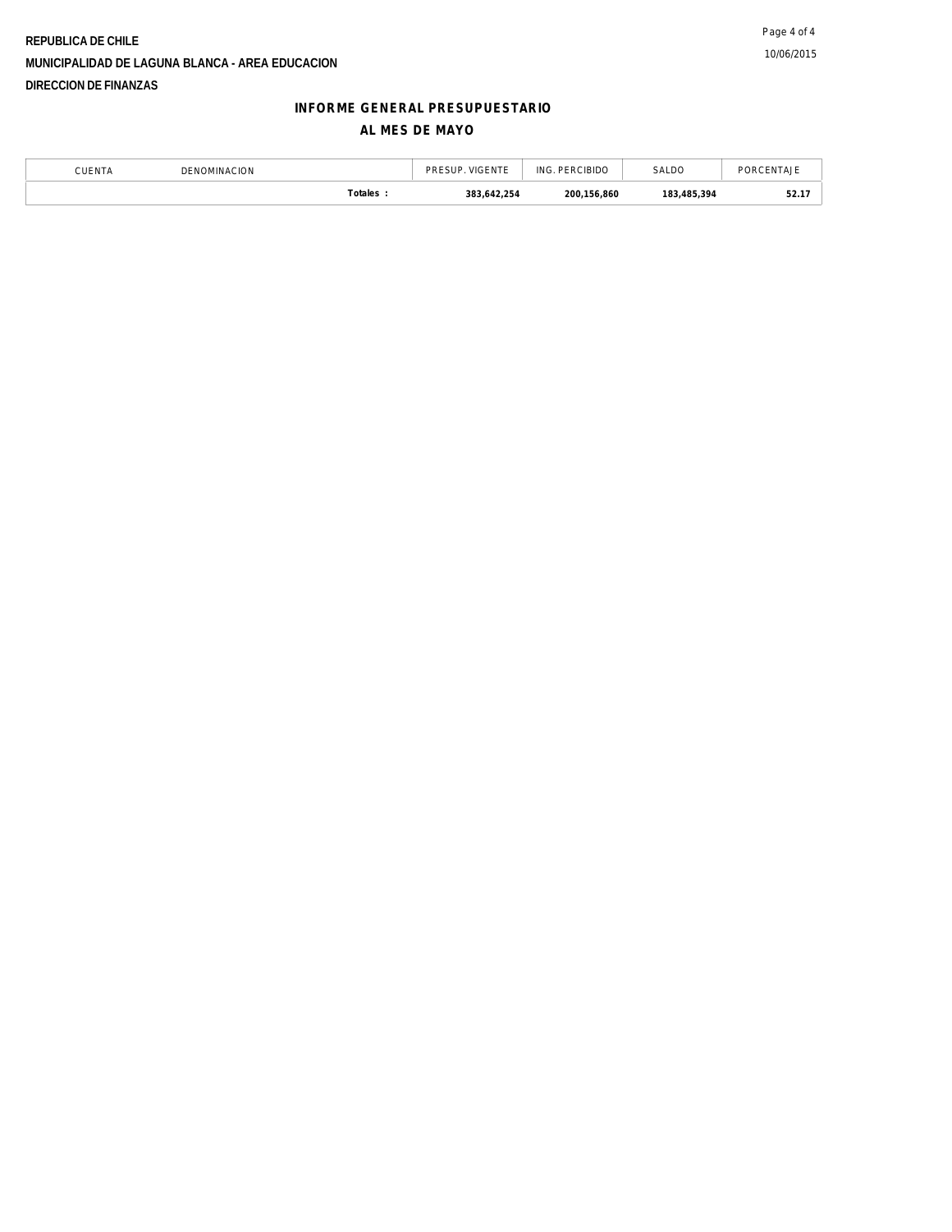REPUBLICA DE CHILE

MUNICIPALIDAD DE LAGUNA BLANCA - AREA EDUCACION

DIRECCION DE FINANZAS

## INFORME GENERAL PRESUPUESTARIO

## AL MES DE MAYO

| CUENTA | DENOMINACION | PRESUP. VIGENTE | ING. PERCIBIDO | SALDO | PORCENTAJE |
|---|---|---|---|---|---|
| | **Totales :** | **383,642,254** | **200,156,860** | **183,485,394** | **52.17** |